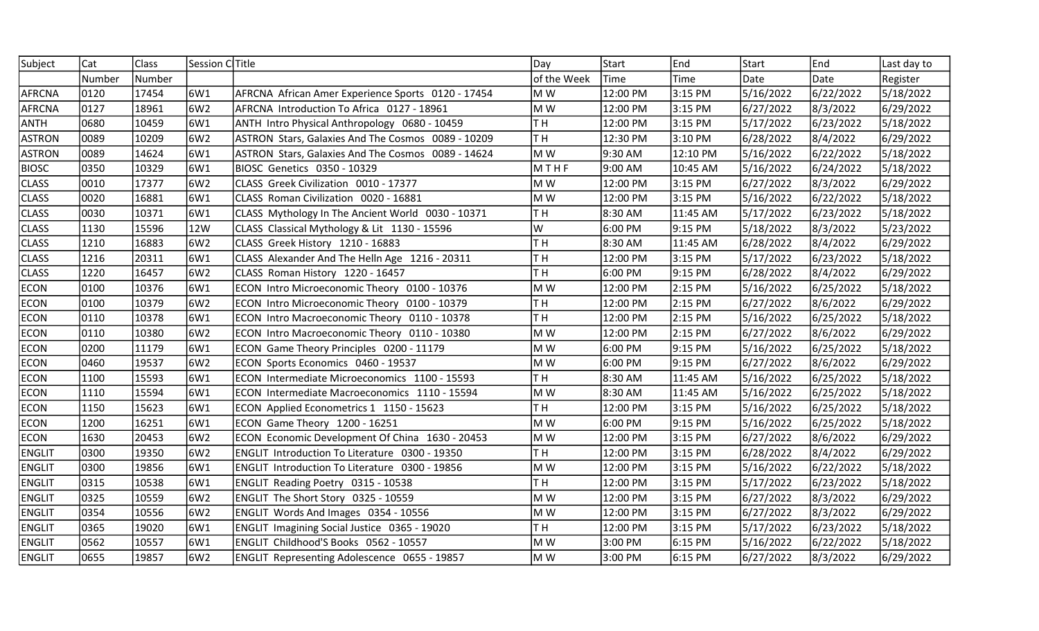| Subject | Cat | Class | Session C | Title | Day | Start | End | Start | End | Last day to |
|---|---|---|---|---|---|---|---|---|---|---|
| | Number | Number | | | of the Week | Time | Time | Date | Date | Register |
| AFRCNA | 0120 | 17454 | 6W1 | AFRCNA African Amer Experience Sports 0120 - 17454 | M W | 12:00 PM | 3:15 PM | 5/16/2022 | 6/22/2022 | 5/18/2022 |
| AFRCNA | 0127 | 18961 | 6W2 | AFRCNA Introduction To Africa 0127 - 18961 | M W | 12:00 PM | 3:15 PM | 6/27/2022 | 8/3/2022 | 6/29/2022 |
| ANTH | 0680 | 10459 | 6W1 | ANTH Intro Physical Anthropology 0680 - 10459 | T H | 12:00 PM | 3:15 PM | 5/17/2022 | 6/23/2022 | 5/18/2022 |
| ASTRON | 0089 | 10209 | 6W2 | ASTRON Stars, Galaxies And The Cosmos 0089 - 10209 | T H | 12:30 PM | 3:10 PM | 6/28/2022 | 8/4/2022 | 6/29/2022 |
| ASTRON | 0089 | 14624 | 6W1 | ASTRON Stars, Galaxies And The Cosmos 0089 - 14624 | M W | 9:30 AM | 12:10 PM | 5/16/2022 | 6/22/2022 | 5/18/2022 |
| BIOSC | 0350 | 10329 | 6W1 | BIOSC Genetics 0350 - 10329 | M T H F | 9:00 AM | 10:45 AM | 5/16/2022 | 6/24/2022 | 5/18/2022 |
| CLASS | 0010 | 17377 | 6W2 | CLASS Greek Civilization 0010 - 17377 | M W | 12:00 PM | 3:15 PM | 6/27/2022 | 8/3/2022 | 6/29/2022 |
| CLASS | 0020 | 16881 | 6W1 | CLASS Roman Civilization 0020 - 16881 | M W | 12:00 PM | 3:15 PM | 5/16/2022 | 6/22/2022 | 5/18/2022 |
| CLASS | 0030 | 10371 | 6W1 | CLASS Mythology In The Ancient World 0030 - 10371 | T H | 8:30 AM | 11:45 AM | 5/17/2022 | 6/23/2022 | 5/18/2022 |
| CLASS | 1130 | 15596 | 12W | CLASS Classical Mythology & Lit 1130 - 15596 | W | 6:00 PM | 9:15 PM | 5/18/2022 | 8/3/2022 | 5/23/2022 |
| CLASS | 1210 | 16883 | 6W2 | CLASS Greek History 1210 - 16883 | T H | 8:30 AM | 11:45 AM | 6/28/2022 | 8/4/2022 | 6/29/2022 |
| CLASS | 1216 | 20311 | 6W1 | CLASS Alexander And The Helln Age 1216 - 20311 | T H | 12:00 PM | 3:15 PM | 5/17/2022 | 6/23/2022 | 5/18/2022 |
| CLASS | 1220 | 16457 | 6W2 | CLASS Roman History 1220 - 16457 | T H | 6:00 PM | 9:15 PM | 6/28/2022 | 8/4/2022 | 6/29/2022 |
| ECON | 0100 | 10376 | 6W1 | ECON Intro Microeconomic Theory 0100 - 10376 | M W | 12:00 PM | 2:15 PM | 5/16/2022 | 6/25/2022 | 5/18/2022 |
| ECON | 0100 | 10379 | 6W2 | ECON Intro Microeconomic Theory 0100 - 10379 | T H | 12:00 PM | 2:15 PM | 6/27/2022 | 8/6/2022 | 6/29/2022 |
| ECON | 0110 | 10378 | 6W1 | ECON Intro Macroeconomic Theory 0110 - 10378 | T H | 12:00 PM | 2:15 PM | 5/16/2022 | 6/25/2022 | 5/18/2022 |
| ECON | 0110 | 10380 | 6W2 | ECON Intro Macroeconomic Theory 0110 - 10380 | M W | 12:00 PM | 2:15 PM | 6/27/2022 | 8/6/2022 | 6/29/2022 |
| ECON | 0200 | 11179 | 6W1 | ECON Game Theory Principles 0200 - 11179 | M W | 6:00 PM | 9:15 PM | 5/16/2022 | 6/25/2022 | 5/18/2022 |
| ECON | 0460 | 19537 | 6W2 | ECON Sports Economics 0460 - 19537 | M W | 6:00 PM | 9:15 PM | 6/27/2022 | 8/6/2022 | 6/29/2022 |
| ECON | 1100 | 15593 | 6W1 | ECON Intermediate Microeconomics 1100 - 15593 | T H | 8:30 AM | 11:45 AM | 5/16/2022 | 6/25/2022 | 5/18/2022 |
| ECON | 1110 | 15594 | 6W1 | ECON Intermediate Macroeconomics 1110 - 15594 | M W | 8:30 AM | 11:45 AM | 5/16/2022 | 6/25/2022 | 5/18/2022 |
| ECON | 1150 | 15623 | 6W1 | ECON Applied Econometrics 1 1150 - 15623 | T H | 12:00 PM | 3:15 PM | 5/16/2022 | 6/25/2022 | 5/18/2022 |
| ECON | 1200 | 16251 | 6W1 | ECON Game Theory 1200 - 16251 | M W | 6:00 PM | 9:15 PM | 5/16/2022 | 6/25/2022 | 5/18/2022 |
| ECON | 1630 | 20453 | 6W2 | ECON Economic Development Of China 1630 - 20453 | M W | 12:00 PM | 3:15 PM | 6/27/2022 | 8/6/2022 | 6/29/2022 |
| ENGLIT | 0300 | 19350 | 6W2 | ENGLIT Introduction To Literature 0300 - 19350 | T H | 12:00 PM | 3:15 PM | 6/28/2022 | 8/4/2022 | 6/29/2022 |
| ENGLIT | 0300 | 19856 | 6W1 | ENGLIT Introduction To Literature 0300 - 19856 | M W | 12:00 PM | 3:15 PM | 5/16/2022 | 6/22/2022 | 5/18/2022 |
| ENGLIT | 0315 | 10538 | 6W1 | ENGLIT Reading Poetry 0315 - 10538 | T H | 12:00 PM | 3:15 PM | 5/17/2022 | 6/23/2022 | 5/18/2022 |
| ENGLIT | 0325 | 10559 | 6W2 | ENGLIT The Short Story 0325 - 10559 | M W | 12:00 PM | 3:15 PM | 6/27/2022 | 8/3/2022 | 6/29/2022 |
| ENGLIT | 0354 | 10556 | 6W2 | ENGLIT Words And Images 0354 - 10556 | M W | 12:00 PM | 3:15 PM | 6/27/2022 | 8/3/2022 | 6/29/2022 |
| ENGLIT | 0365 | 19020 | 6W1 | ENGLIT Imagining Social Justice 0365 - 19020 | T H | 12:00 PM | 3:15 PM | 5/17/2022 | 6/23/2022 | 5/18/2022 |
| ENGLIT | 0562 | 10557 | 6W1 | ENGLIT Childhood'S Books 0562 - 10557 | M W | 3:00 PM | 6:15 PM | 5/16/2022 | 6/22/2022 | 5/18/2022 |
| ENGLIT | 0655 | 19857 | 6W2 | ENGLIT Representing Adolescence 0655 - 19857 | M W | 3:00 PM | 6:15 PM | 6/27/2022 | 8/3/2022 | 6/29/2022 |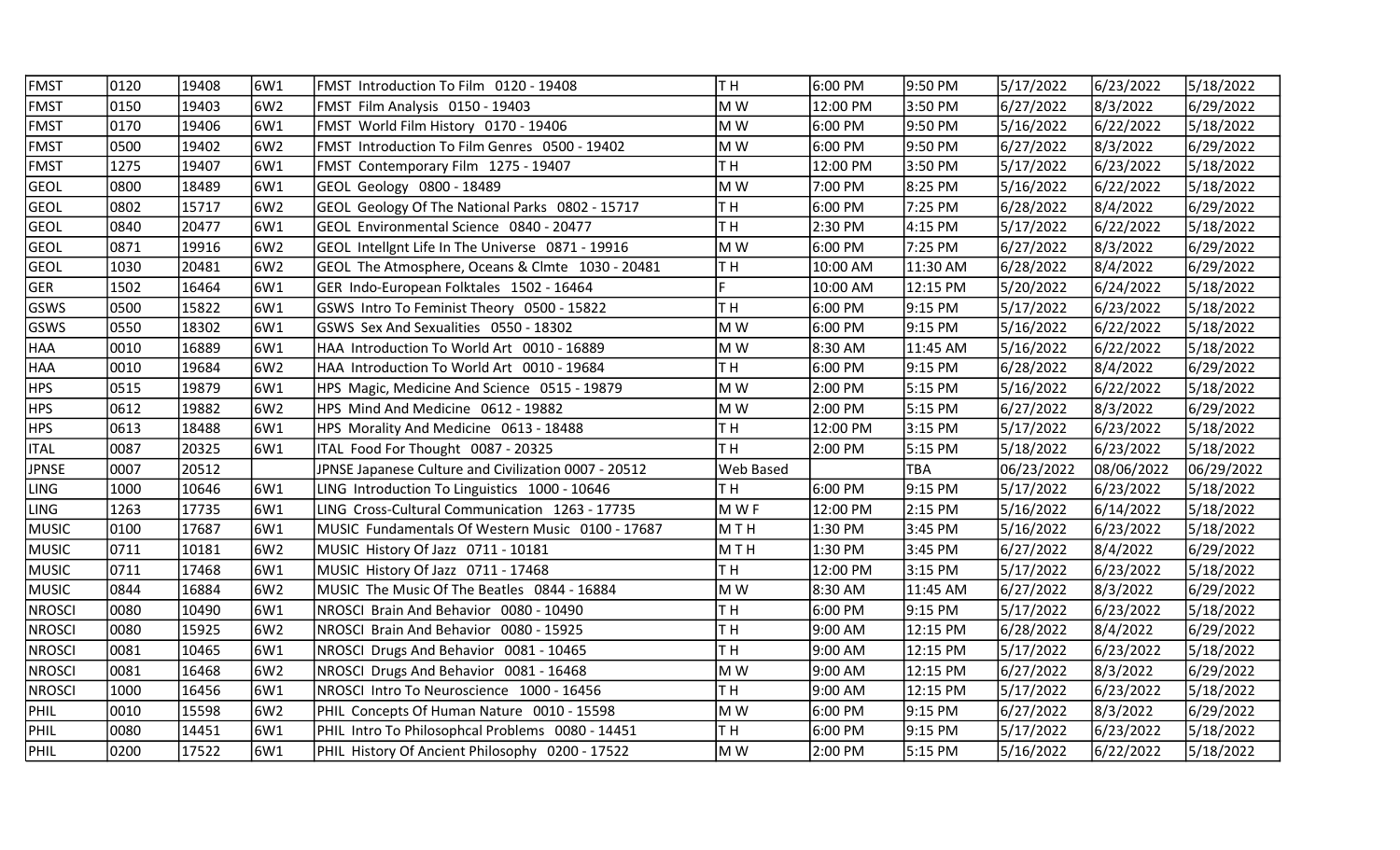| FMST | 0120 | 19408 | 6W1 | FMST Introduction To Film 0120 - 19408 | T H | 6:00 PM | 9:50 PM | 5/17/2022 | 6/23/2022 | 5/18/2022 |
|---|---|---|---|---|---|---|---|---|---|---|
| FMST | 0150 | 19403 | 6W2 | FMST Film Analysis 0150 - 19403 | M W | 12:00 PM | 3:50 PM | 6/27/2022 | 8/3/2022 | 6/29/2022 |
| FMST | 0170 | 19406 | 6W1 | FMST World Film History 0170 - 19406 | M W | 6:00 PM | 9:50 PM | 5/16/2022 | 6/22/2022 | 5/18/2022 |
| FMST | 0500 | 19402 | 6W2 | FMST Introduction To Film Genres 0500 - 19402 | M W | 6:00 PM | 9:50 PM | 6/27/2022 | 8/3/2022 | 6/29/2022 |
| FMST | 1275 | 19407 | 6W1 | FMST Contemporary Film 1275 - 19407 | T H | 12:00 PM | 3:50 PM | 5/17/2022 | 6/23/2022 | 5/18/2022 |
| GEOL | 0800 | 18489 | 6W1 | GEOL Geology 0800 - 18489 | M W | 7:00 PM | 8:25 PM | 5/16/2022 | 6/22/2022 | 5/18/2022 |
| GEOL | 0802 | 15717 | 6W2 | GEOL Geology Of The National Parks 0802 - 15717 | T H | 6:00 PM | 7:25 PM | 6/28/2022 | 8/4/2022 | 6/29/2022 |
| GEOL | 0840 | 20477 | 6W1 | GEOL Environmental Science 0840 - 20477 | T H | 2:30 PM | 4:15 PM | 5/17/2022 | 6/22/2022 | 5/18/2022 |
| GEOL | 0871 | 19916 | 6W2 | GEOL Intellgnt Life In The Universe 0871 - 19916 | M W | 6:00 PM | 7:25 PM | 6/27/2022 | 8/3/2022 | 6/29/2022 |
| GEOL | 1030 | 20481 | 6W2 | GEOL The Atmosphere, Oceans & Clmte 1030 - 20481 | T H | 10:00 AM | 11:30 AM | 6/28/2022 | 8/4/2022 | 6/29/2022 |
| GER | 1502 | 16464 | 6W1 | GER Indo-European Folktales 1502 - 16464 | F | 10:00 AM | 12:15 PM | 5/20/2022 | 6/24/2022 | 5/18/2022 |
| GSWS | 0500 | 15822 | 6W1 | GSWS Intro To Feminist Theory 0500 - 15822 | T H | 6:00 PM | 9:15 PM | 5/17/2022 | 6/23/2022 | 5/18/2022 |
| GSWS | 0550 | 18302 | 6W1 | GSWS Sex And Sexualities 0550 - 18302 | M W | 6:00 PM | 9:15 PM | 5/16/2022 | 6/22/2022 | 5/18/2022 |
| HAA | 0010 | 16889 | 6W1 | HAA Introduction To World Art 0010 - 16889 | M W | 8:30 AM | 11:45 AM | 5/16/2022 | 6/22/2022 | 5/18/2022 |
| HAA | 0010 | 19684 | 6W2 | HAA Introduction To World Art 0010 - 19684 | T H | 6:00 PM | 9:15 PM | 6/28/2022 | 8/4/2022 | 6/29/2022 |
| HPS | 0515 | 19879 | 6W1 | HPS Magic, Medicine And Science 0515 - 19879 | M W | 2:00 PM | 5:15 PM | 5/16/2022 | 6/22/2022 | 5/18/2022 |
| HPS | 0612 | 19882 | 6W2 | HPS Mind And Medicine 0612 - 19882 | M W | 2:00 PM | 5:15 PM | 6/27/2022 | 8/3/2022 | 6/29/2022 |
| HPS | 0613 | 18488 | 6W1 | HPS Morality And Medicine 0613 - 18488 | T H | 12:00 PM | 3:15 PM | 5/17/2022 | 6/23/2022 | 5/18/2022 |
| ITAL | 0087 | 20325 | 6W1 | ITAL Food For Thought 0087 - 20325 | T H | 2:00 PM | 5:15 PM | 5/18/2022 | 6/23/2022 | 5/18/2022 |
| JPNSE | 0007 | 20512 | | JPNSE Japanese Culture and Civilization 0007 - 20512 | Web Based | | TBA | 06/23/2022 | 08/06/2022 | 06/29/2022 |
| LING | 1000 | 10646 | 6W1 | LING Introduction To Linguistics 1000 - 10646 | T H | 6:00 PM | 9:15 PM | 5/17/2022 | 6/23/2022 | 5/18/2022 |
| LING | 1263 | 17735 | 6W1 | LING Cross-Cultural Communication 1263 - 17735 | M W F | 12:00 PM | 2:15 PM | 5/16/2022 | 6/14/2022 | 5/18/2022 |
| MUSIC | 0100 | 17687 | 6W1 | MUSIC Fundamentals Of Western Music 0100 - 17687 | M T H | 1:30 PM | 3:45 PM | 5/16/2022 | 6/23/2022 | 5/18/2022 |
| MUSIC | 0711 | 10181 | 6W2 | MUSIC History Of Jazz 0711 - 10181 | M T H | 1:30 PM | 3:45 PM | 6/27/2022 | 8/4/2022 | 6/29/2022 |
| MUSIC | 0711 | 17468 | 6W1 | MUSIC History Of Jazz 0711 - 17468 | T H | 12:00 PM | 3:15 PM | 5/17/2022 | 6/23/2022 | 5/18/2022 |
| MUSIC | 0844 | 16884 | 6W2 | MUSIC The Music Of The Beatles 0844 - 16884 | M W | 8:30 AM | 11:45 AM | 6/27/2022 | 8/3/2022 | 6/29/2022 |
| NROSCI | 0080 | 10490 | 6W1 | NROSCI Brain And Behavior 0080 - 10490 | T H | 6:00 PM | 9:15 PM | 5/17/2022 | 6/23/2022 | 5/18/2022 |
| NROSCI | 0080 | 15925 | 6W2 | NROSCI Brain And Behavior 0080 - 15925 | T H | 9:00 AM | 12:15 PM | 6/28/2022 | 8/4/2022 | 6/29/2022 |
| NROSCI | 0081 | 10465 | 6W1 | NROSCI Drugs And Behavior 0081 - 10465 | T H | 9:00 AM | 12:15 PM | 5/17/2022 | 6/23/2022 | 5/18/2022 |
| NROSCI | 0081 | 16468 | 6W2 | NROSCI Drugs And Behavior 0081 - 16468 | M W | 9:00 AM | 12:15 PM | 6/27/2022 | 8/3/2022 | 6/29/2022 |
| NROSCI | 1000 | 16456 | 6W1 | NROSCI Intro To Neuroscience 1000 - 16456 | T H | 9:00 AM | 12:15 PM | 5/17/2022 | 6/23/2022 | 5/18/2022 |
| PHIL | 0010 | 15598 | 6W2 | PHIL Concepts Of Human Nature 0010 - 15598 | M W | 6:00 PM | 9:15 PM | 6/27/2022 | 8/3/2022 | 6/29/2022 |
| PHIL | 0080 | 14451 | 6W1 | PHIL Intro To Philosophcal Problems 0080 - 14451 | T H | 6:00 PM | 9:15 PM | 5/17/2022 | 6/23/2022 | 5/18/2022 |
| PHIL | 0200 | 17522 | 6W1 | PHIL History Of Ancient Philosophy 0200 - 17522 | M W | 2:00 PM | 5:15 PM | 5/16/2022 | 6/22/2022 | 5/18/2022 |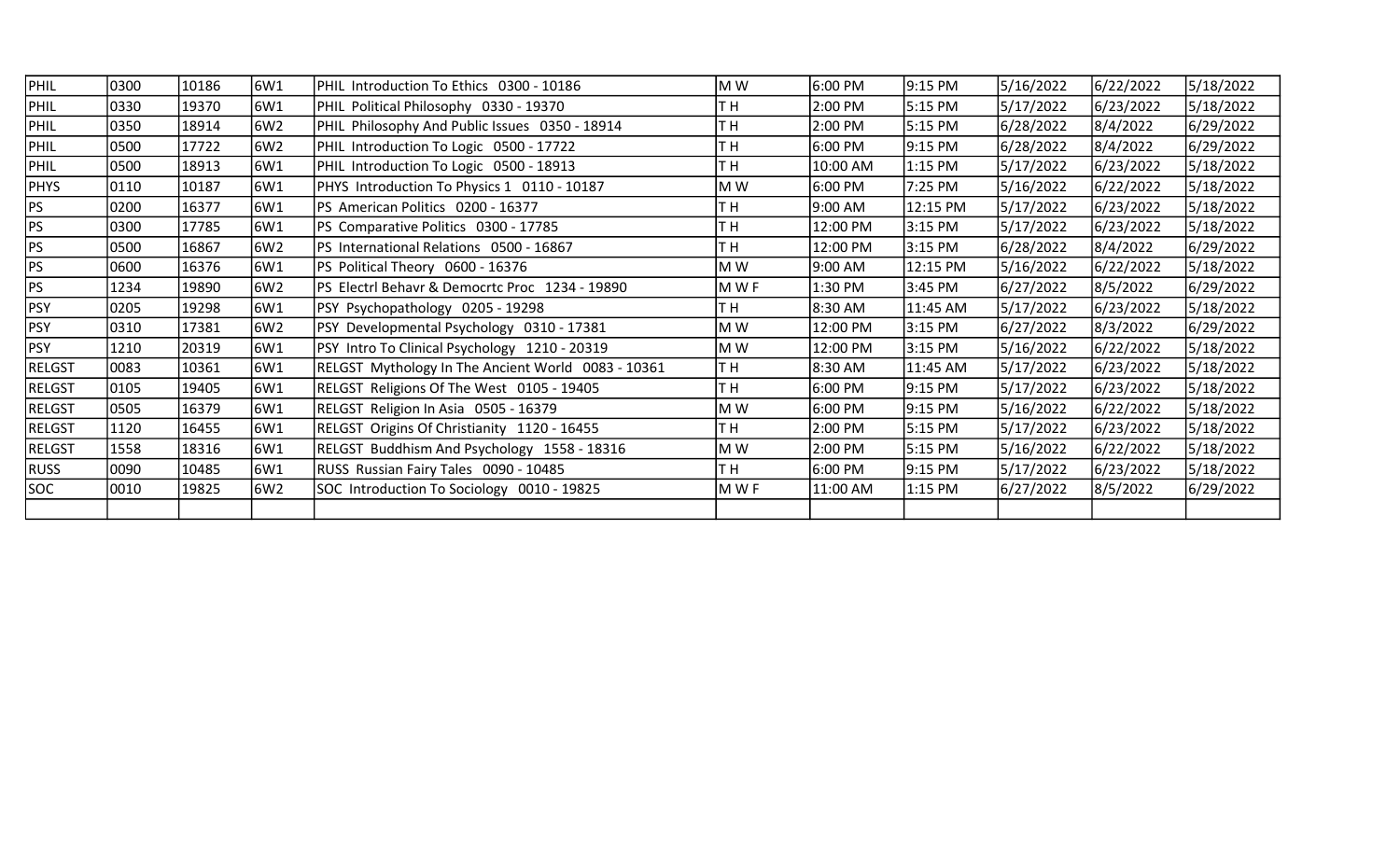| | | | | | | | | | | |
|---|---|---|---|---|---|---|---|---|---|---|
| PHIL | 0300 | 10186 | 6W1 | PHIL Introduction To Ethics 0300 - 10186 | M W | 6:00 PM | 9:15 PM | 5/16/2022 | 6/22/2022 | 5/18/2022 |
| PHIL | 0330 | 19370 | 6W1 | PHIL Political Philosophy 0330 - 19370 | T H | 2:00 PM | 5:15 PM | 5/17/2022 | 6/23/2022 | 5/18/2022 |
| PHIL | 0350 | 18914 | 6W2 | PHIL Philosophy And Public Issues 0350 - 18914 | T H | 2:00 PM | 5:15 PM | 6/28/2022 | 8/4/2022 | 6/29/2022 |
| PHIL | 0500 | 17722 | 6W2 | PHIL Introduction To Logic 0500 - 17722 | T H | 6:00 PM | 9:15 PM | 6/28/2022 | 8/4/2022 | 6/29/2022 |
| PHIL | 0500 | 18913 | 6W1 | PHIL Introduction To Logic 0500 - 18913 | T H | 10:00 AM | 1:15 PM | 5/17/2022 | 6/23/2022 | 5/18/2022 |
| PHYS | 0110 | 10187 | 6W1 | PHYS Introduction To Physics 1 0110 - 10187 | M W | 6:00 PM | 7:25 PM | 5/16/2022 | 6/22/2022 | 5/18/2022 |
| PS | 0200 | 16377 | 6W1 | PS American Politics 0200 - 16377 | T H | 9:00 AM | 12:15 PM | 5/17/2022 | 6/23/2022 | 5/18/2022 |
| PS | 0300 | 17785 | 6W1 | PS Comparative Politics 0300 - 17785 | T H | 12:00 PM | 3:15 PM | 5/17/2022 | 6/23/2022 | 5/18/2022 |
| PS | 0500 | 16867 | 6W2 | PS International Relations 0500 - 16867 | T H | 12:00 PM | 3:15 PM | 6/28/2022 | 8/4/2022 | 6/29/2022 |
| PS | 0600 | 16376 | 6W1 | PS Political Theory 0600 - 16376 | M W | 9:00 AM | 12:15 PM | 5/16/2022 | 6/22/2022 | 5/18/2022 |
| PS | 1234 | 19890 | 6W2 | PS Electrl Behavr & Democrtc Proc 1234 - 19890 | M W F | 1:30 PM | 3:45 PM | 6/27/2022 | 8/5/2022 | 6/29/2022 |
| PSY | 0205 | 19298 | 6W1 | PSY Psychopathology 0205 - 19298 | T H | 8:30 AM | 11:45 AM | 5/17/2022 | 6/23/2022 | 5/18/2022 |
| PSY | 0310 | 17381 | 6W2 | PSY Developmental Psychology 0310 - 17381 | M W | 12:00 PM | 3:15 PM | 6/27/2022 | 8/3/2022 | 6/29/2022 |
| PSY | 1210 | 20319 | 6W1 | PSY Intro To Clinical Psychology 1210 - 20319 | M W | 12:00 PM | 3:15 PM | 5/16/2022 | 6/22/2022 | 5/18/2022 |
| RELGST | 0083 | 10361 | 6W1 | RELGST Mythology In The Ancient World 0083 - 10361 | T H | 8:30 AM | 11:45 AM | 5/17/2022 | 6/23/2022 | 5/18/2022 |
| RELGST | 0105 | 19405 | 6W1 | RELGST Religions Of The West 0105 - 19405 | T H | 6:00 PM | 9:15 PM | 5/17/2022 | 6/23/2022 | 5/18/2022 |
| RELGST | 0505 | 16379 | 6W1 | RELGST Religion In Asia 0505 - 16379 | M W | 6:00 PM | 9:15 PM | 5/16/2022 | 6/22/2022 | 5/18/2022 |
| RELGST | 1120 | 16455 | 6W1 | RELGST Origins Of Christianity 1120 - 16455 | T H | 2:00 PM | 5:15 PM | 5/17/2022 | 6/23/2022 | 5/18/2022 |
| RELGST | 1558 | 18316 | 6W1 | RELGST Buddhism And Psychology 1558 - 18316 | M W | 2:00 PM | 5:15 PM | 5/16/2022 | 6/22/2022 | 5/18/2022 |
| RUSS | 0090 | 10485 | 6W1 | RUSS Russian Fairy Tales 0090 - 10485 | T H | 6:00 PM | 9:15 PM | 5/17/2022 | 6/23/2022 | 5/18/2022 |
| SOC | 0010 | 19825 | 6W2 | SOC Introduction To Sociology 0010 - 19825 | M W F | 11:00 AM | 1:15 PM | 6/27/2022 | 8/5/2022 | 6/29/2022 |
| | | | | | | | | | | |